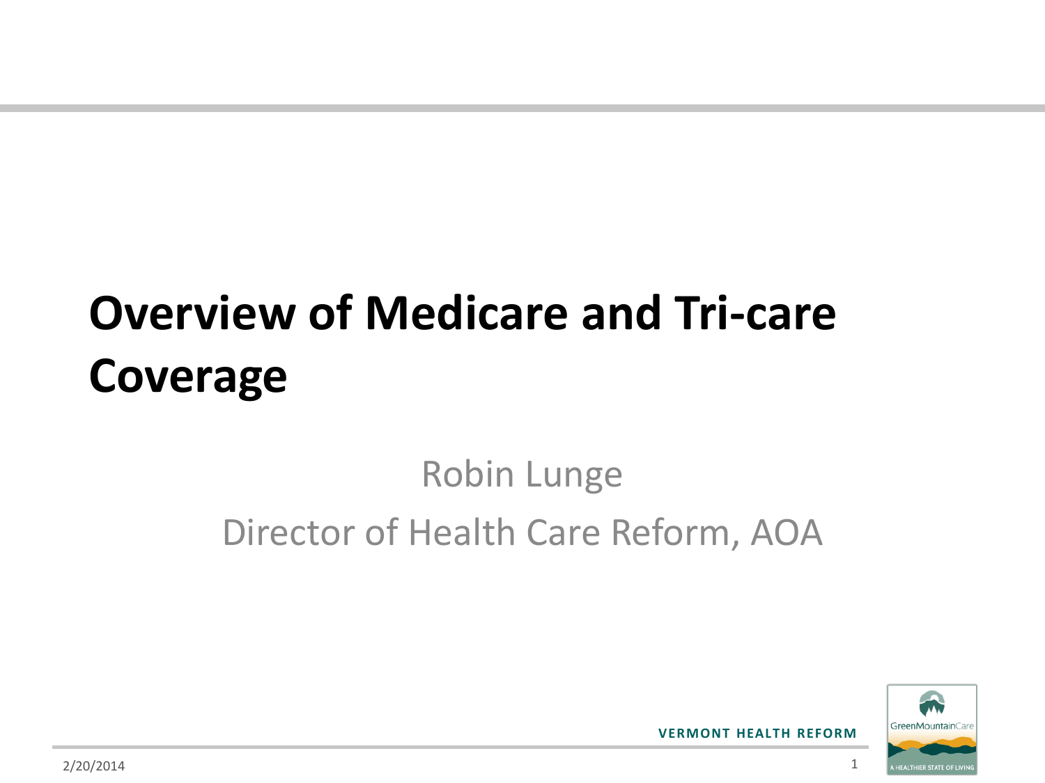# Overview of Medicare and Tri-care Coverage

Robin Lunge

Director of Health Care Reform, AOA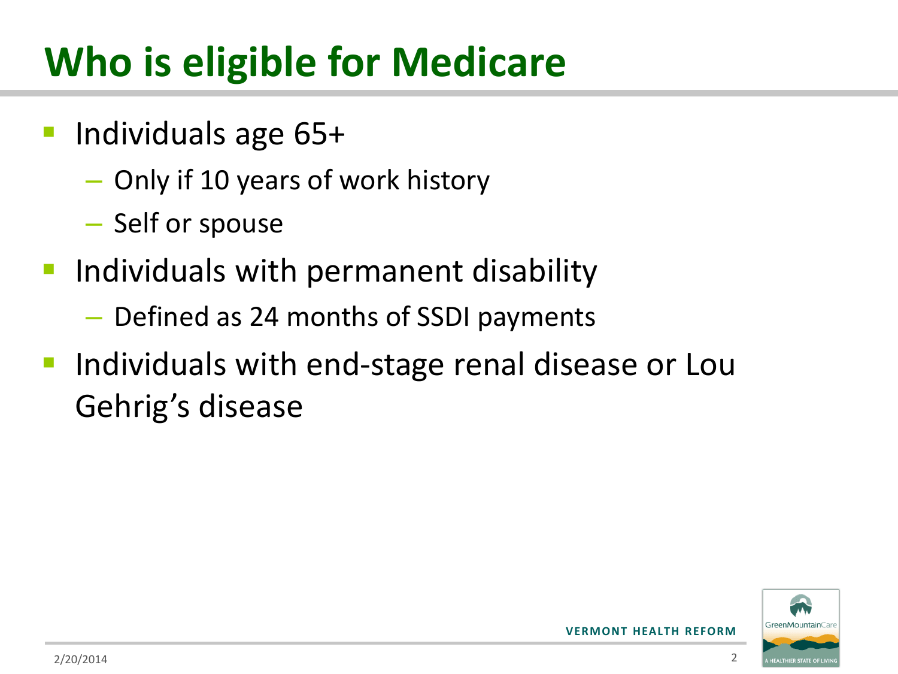# Who is eligible for Medicare

- Individuals age 65+
  - Only if 10 years of work history
  - Self or spouse
- Individuals with permanent disability
  - Defined as 24 months of SSDI payments
- Individuals with end-stage renal disease or Lou Gehrig's disease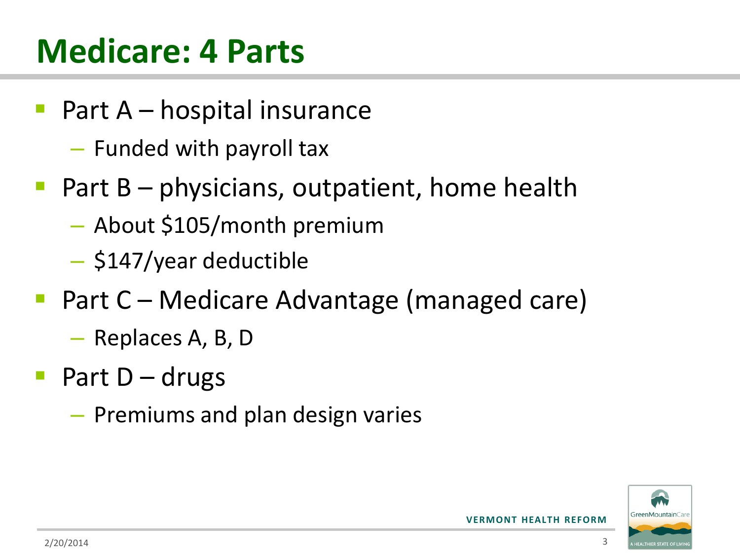# Medicare: 4 Parts

- Part A – hospital insurance
  - Funded with payroll tax
- Part B – physicians, outpatient, home health
  - About $105/month premium
  - $147/year deductible
- Part C – Medicare Advantage (managed care)
  - Replaces A, B, D
- Part D – drugs
  - Premiums and plan design varies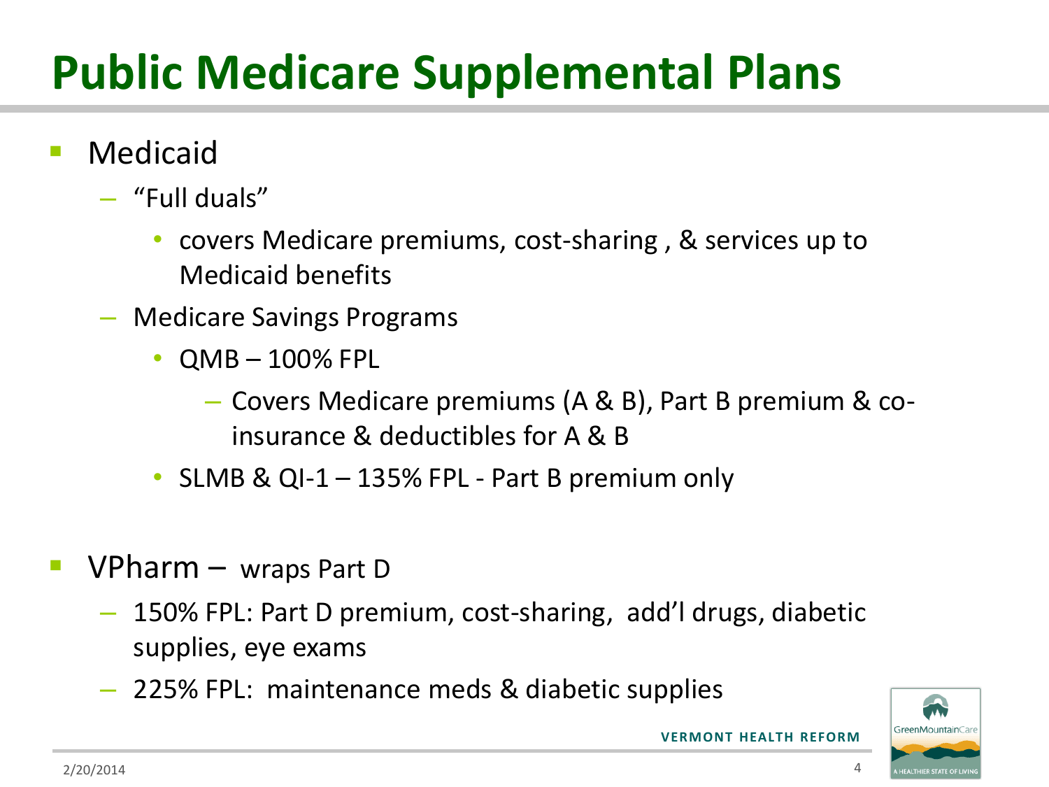# Public Medicare Supplemental Plans

- Medicaid
  - "Full duals"
    - covers Medicare premiums, cost-sharing , & services up to Medicaid benefits
  - Medicare Savings Programs
    - QMB – 100% FPL
      - Covers Medicare premiums (A & B), Part B premium & co-insurance & deductibles for A & B
    - SLMB & QI-1 – 135% FPL - Part B premium only

- VPharm – wraps Part D
  - 150% FPL: Part D premium, cost-sharing, add'l drugs, diabetic supplies, eye exams
  - 225% FPL: maintenance meds & diabetic supplies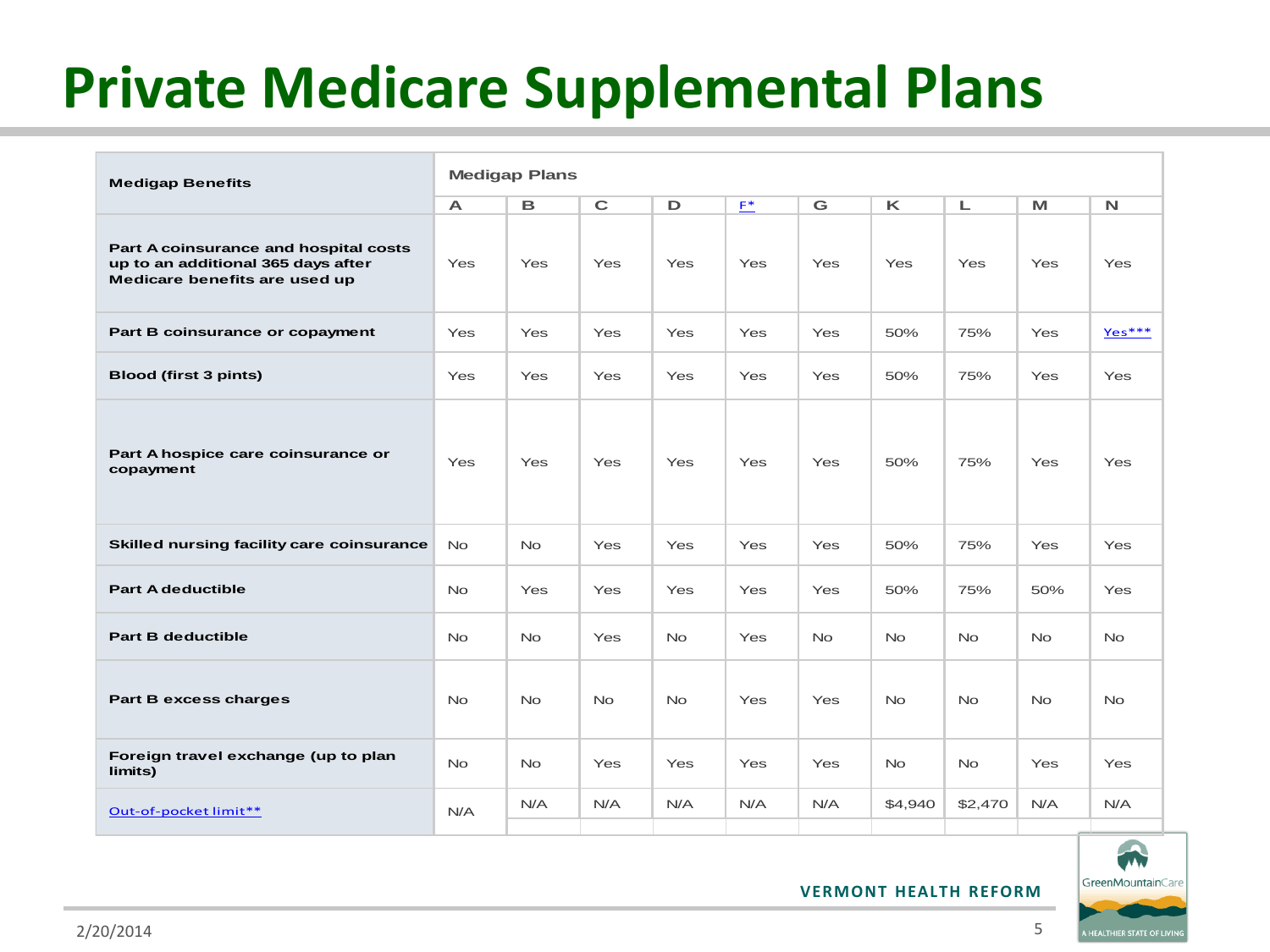# Private Medicare Supplemental Plans

| Medigap Benefits | Medigap Plans | | | | | | | | | |
|---|---|---|---|---|---|---|---|---|---|---|
| | A | B | C | D | F* | G | K | L | M | N |
| Part A coinsurance and hospital costs up to an additional 365 days after Medicare benefits are used up | Yes | Yes | Yes | Yes | Yes | Yes | Yes | Yes | Yes | Yes |
| Part B coinsurance or copayment | Yes | Yes | Yes | Yes | Yes | Yes | 50% | 75% | Yes | Yes*** |
| Blood (first 3 pints) | Yes | Yes | Yes | Yes | Yes | Yes | 50% | 75% | Yes | Yes |
| Part A hospice care coinsurance or copayment | Yes | Yes | Yes | Yes | Yes | Yes | 50% | 75% | Yes | Yes |
| Skilled nursing facility care coinsurance | No | No | Yes | Yes | Yes | Yes | 50% | 75% | Yes | Yes |
| Part A deductible | No | Yes | Yes | Yes | Yes | Yes | 50% | 75% | 50% | Yes |
| Part B deductible | No | No | Yes | No | Yes | No | No | No | No | No |
| Part B excess charges | No | No | No | No | Yes | Yes | No | No | No | No |
| Foreign travel exchange (up to plan limits) | No | No | Yes | Yes | Yes | Yes | No | No | Yes | Yes |
| Out-of-pocket limit** | N/A | N/A | N/A | N/A | N/A | N/A | $4,940 | $2,470 | N/A | N/A |

VERMONT HEALTH REFORM

2/20/2014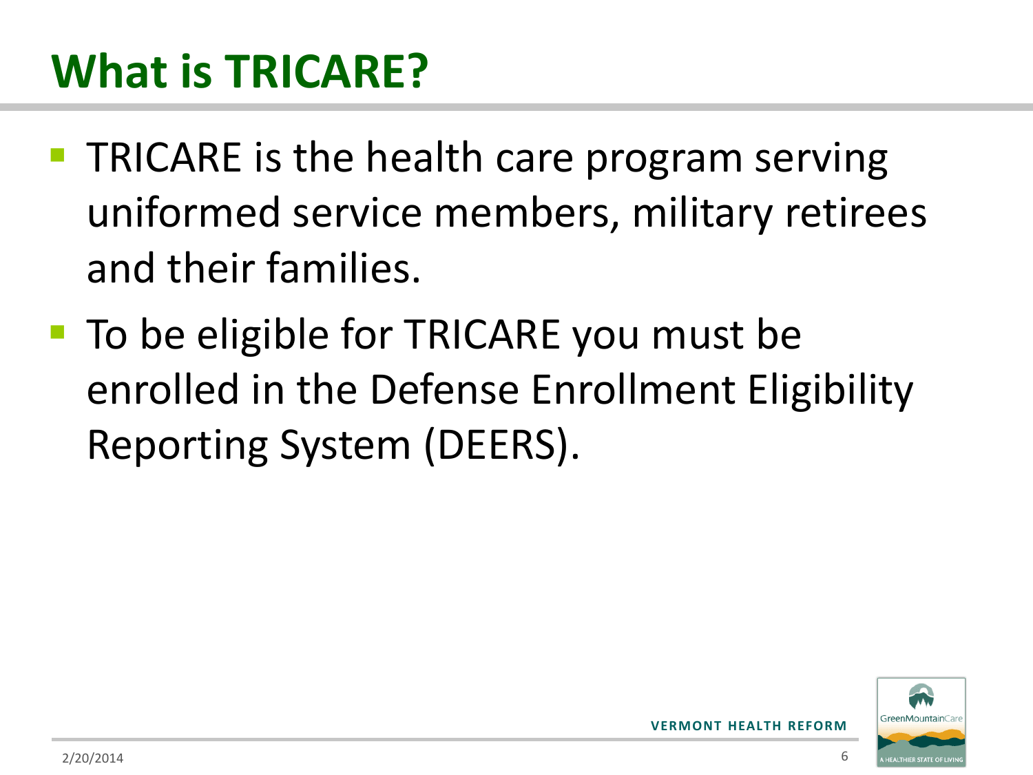# What is TRICARE?

- TRICARE is the health care program serving uniformed service members, military retirees and their families.
- To be eligible for TRICARE you must be enrolled in the Defense Enrollment Eligibility Reporting System (DEERS).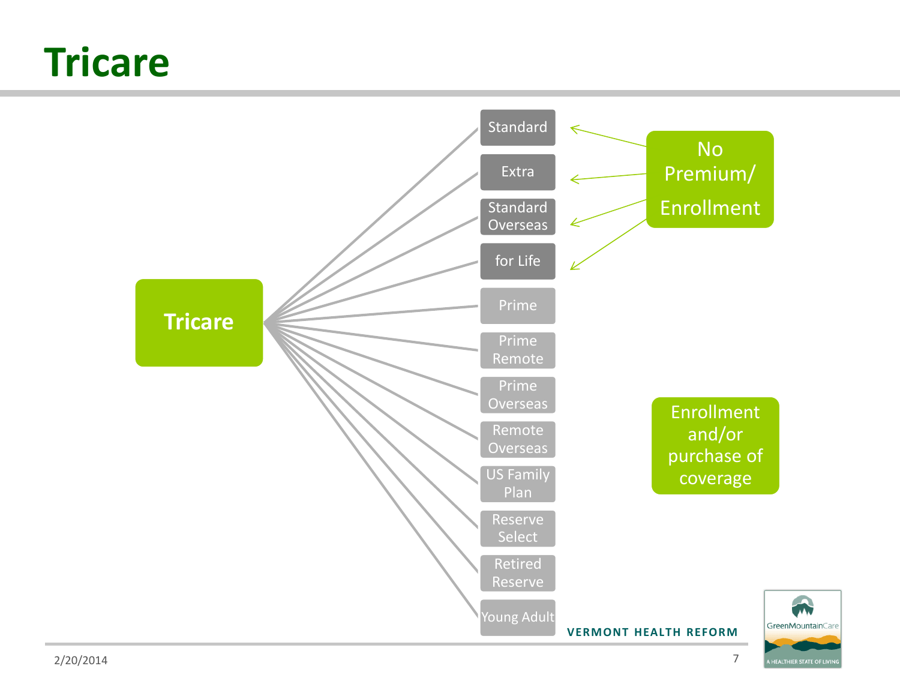# Tricare

- Tricare
  - Standard
  - Extra
  - Standard Overseas
  - for Life
  - Prime
  - Prime Remote
  - Prime Overseas
  - Remote Overseas
  - US Family Plan
  - Reserve Select
  - Retired Reserve
  - Young Adult

No Premium/ Enrollment: Standard, Extra, Standard Overseas, for Life

Enrollment and/or purchase of coverage

VERMONT HEALTH REFORM

2/20/2014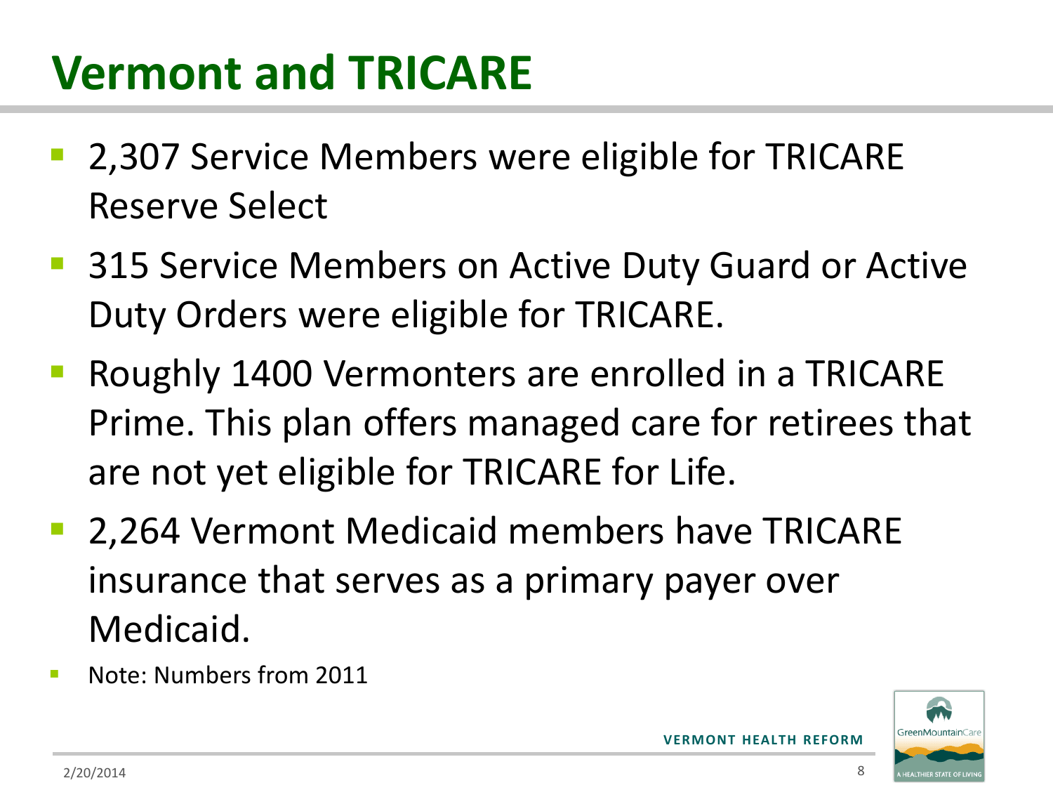# Vermont and TRICARE

- 2,307 Service Members were eligible for TRICARE Reserve Select
- 315 Service Members on Active Duty Guard or Active Duty Orders were eligible for TRICARE.
- Roughly 1400 Vermonters are enrolled in a TRICARE Prime. This plan offers managed care for retirees that are not yet eligible for TRICARE for Life.
- 2,264 Vermont Medicaid members have TRICARE insurance that serves as a primary payer over Medicaid.
- Note: Numbers from 2011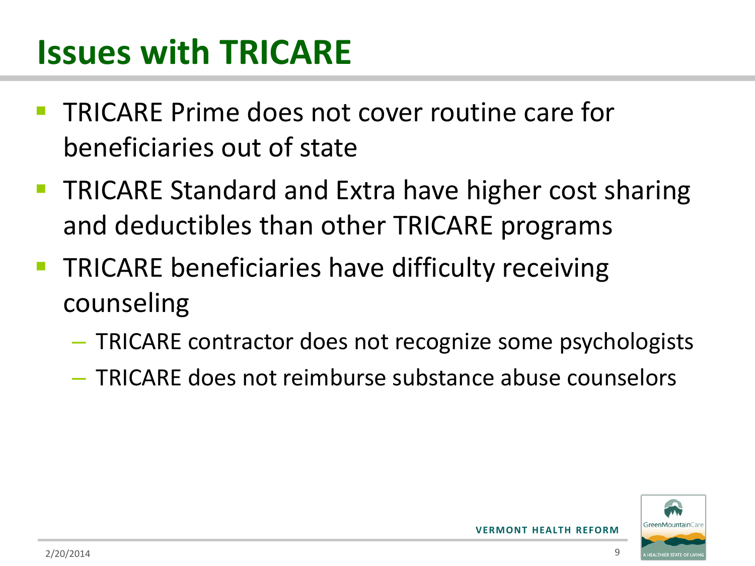# Issues with TRICARE

- TRICARE Prime does not cover routine care for beneficiaries out of state
- TRICARE Standard and Extra have higher cost sharing and deductibles than other TRICARE programs
- TRICARE beneficiaries have difficulty receiving counseling
  - TRICARE contractor does not recognize some psychologists
  - TRICARE does not reimburse substance abuse counselors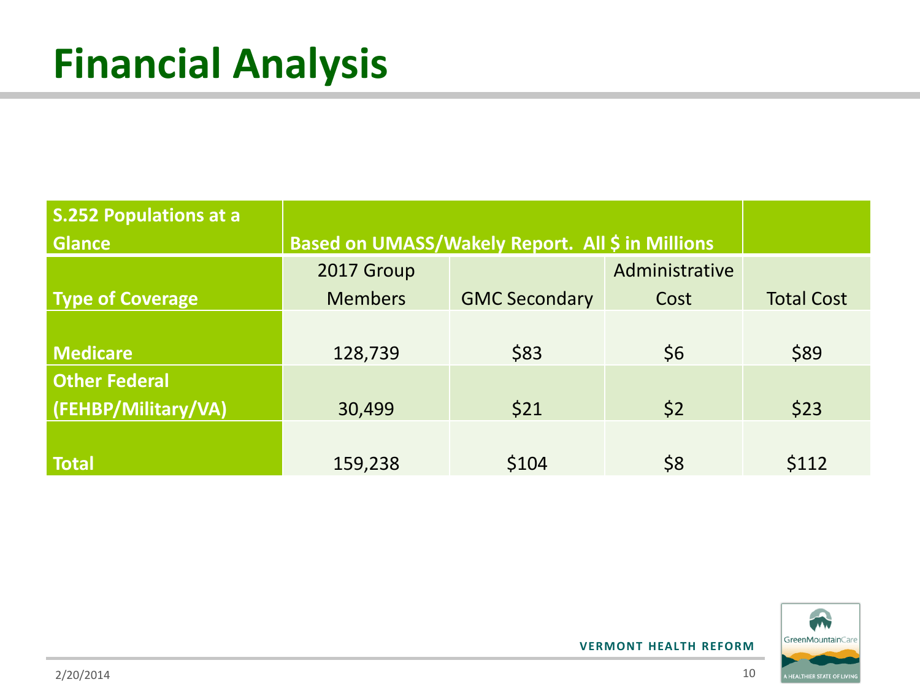# Financial Analysis

| S.252 Populations at a Glance | Based on UMASS/Wakely Report. All $ in Millions | | | |
|---|---|---|---|---|
| Type of Coverage | 2017 Group Members | GMC Secondary | Administrative Cost | Total Cost |
| Medicare | 128,739 | $83 | $6 | $89 |
| Other Federal (FEHBP/Military/VA) | 30,499 | $21 | $2 | $23 |
| Total | 159,238 | $104 | $8 | $112 |